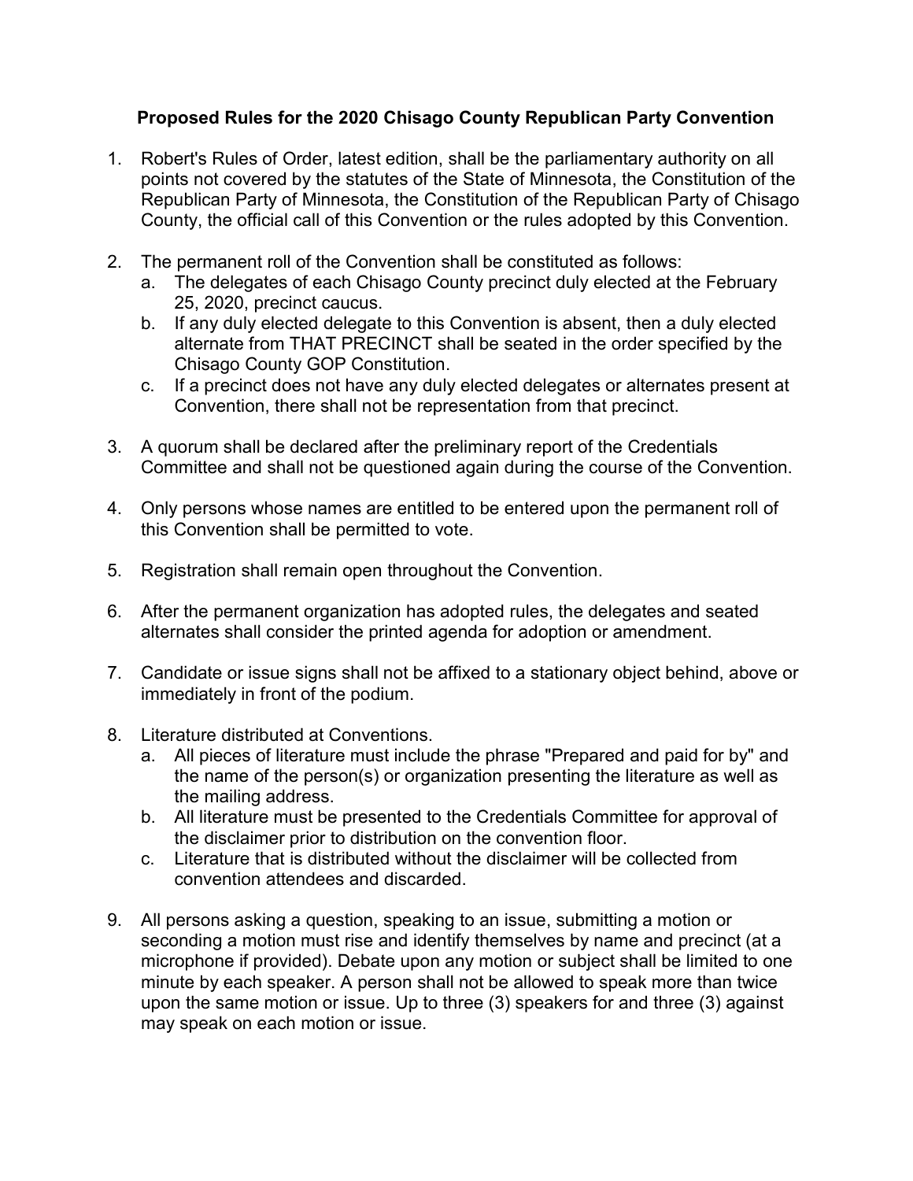**Proposed Rules for the 2020 Chisago County Republican Party Convention**

1. Robert's Rules of Order, latest edition, shall be the parliamentary authority on all points not covered by the statutes of the State of Minnesota, the Constitution of the Republican Party of Minnesota, the Constitution of the Republican Party of Chisago County, the official call of this Convention or the rules adopted by this Convention.

2. The permanent roll of the Convention shall be constituted as follows:
   a. The delegates of each Chisago County precinct duly elected at the February 25, 2020, precinct caucus.
   b. If any duly elected delegate to this Convention is absent, then a duly elected alternate from THAT PRECINCT shall be seated in the order specified by the Chisago County GOP Constitution.
   c. If a precinct does not have any duly elected delegates or alternates present at Convention, there shall not be representation from that precinct.

3. A quorum shall be declared after the preliminary report of the Credentials Committee and shall not be questioned again during the course of the Convention.

4. Only persons whose names are entitled to be entered upon the permanent roll of this Convention shall be permitted to vote.

5. Registration shall remain open throughout the Convention.

6. After the permanent organization has adopted rules, the delegates and seated alternates shall consider the printed agenda for adoption or amendment.

7. Candidate or issue signs shall not be affixed to a stationary object behind, above or immediately in front of the podium.

8. Literature distributed at Conventions.
   a. All pieces of literature must include the phrase "Prepared and paid for by" and the name of the person(s) or organization presenting the literature as well as the mailing address.
   b. All literature must be presented to the Credentials Committee for approval of the disclaimer prior to distribution on the convention floor.
   c. Literature that is distributed without the disclaimer will be collected from convention attendees and discarded.

9. All persons asking a question, speaking to an issue, submitting a motion or seconding a motion must rise and identify themselves by name and precinct (at a microphone if provided). Debate upon any motion or subject shall be limited to one minute by each speaker. A person shall not be allowed to speak more than twice upon the same motion or issue. Up to three (3) speakers for and three (3) against may speak on each motion or issue.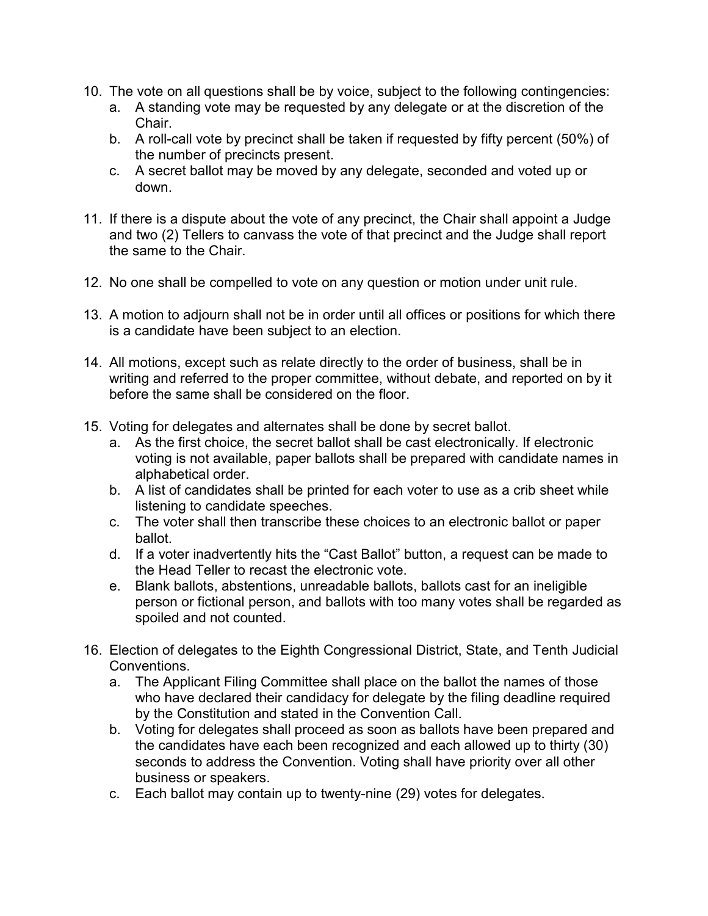10. The vote on all questions shall be by voice, subject to the following contingencies:
    a. A standing vote may be requested by any delegate or at the discretion of the Chair.
    b. A roll-call vote by precinct shall be taken if requested by fifty percent (50%) of the number of precincts present.
    c. A secret ballot may be moved by any delegate, seconded and voted up or down.

11. If there is a dispute about the vote of any precinct, the Chair shall appoint a Judge and two (2) Tellers to canvass the vote of that precinct and the Judge shall report the same to the Chair.

12. No one shall be compelled to vote on any question or motion under unit rule.

13. A motion to adjourn shall not be in order until all offices or positions for which there is a candidate have been subject to an election.

14. All motions, except such as relate directly to the order of business, shall be in writing and referred to the proper committee, without debate, and reported on by it before the same shall be considered on the floor.

15. Voting for delegates and alternates shall be done by secret ballot.
    a. As the first choice, the secret ballot shall be cast electronically. If electronic voting is not available, paper ballots shall be prepared with candidate names in alphabetical order.
    b. A list of candidates shall be printed for each voter to use as a crib sheet while listening to candidate speeches.
    c. The voter shall then transcribe these choices to an electronic ballot or paper ballot.
    d. If a voter inadvertently hits the "Cast Ballot" button, a request can be made to the Head Teller to recast the electronic vote.
    e. Blank ballots, abstentions, unreadable ballots, ballots cast for an ineligible person or fictional person, and ballots with too many votes shall be regarded as spoiled and not counted.

16. Election of delegates to the Eighth Congressional District, State, and Tenth Judicial Conventions.
    a. The Applicant Filing Committee shall place on the ballot the names of those who have declared their candidacy for delegate by the filing deadline required by the Constitution and stated in the Convention Call.
    b. Voting for delegates shall proceed as soon as ballots have been prepared and the candidates have each been recognized and each allowed up to thirty (30) seconds to address the Convention. Voting shall have priority over all other business or speakers.
    c. Each ballot may contain up to twenty-nine (29) votes for delegates.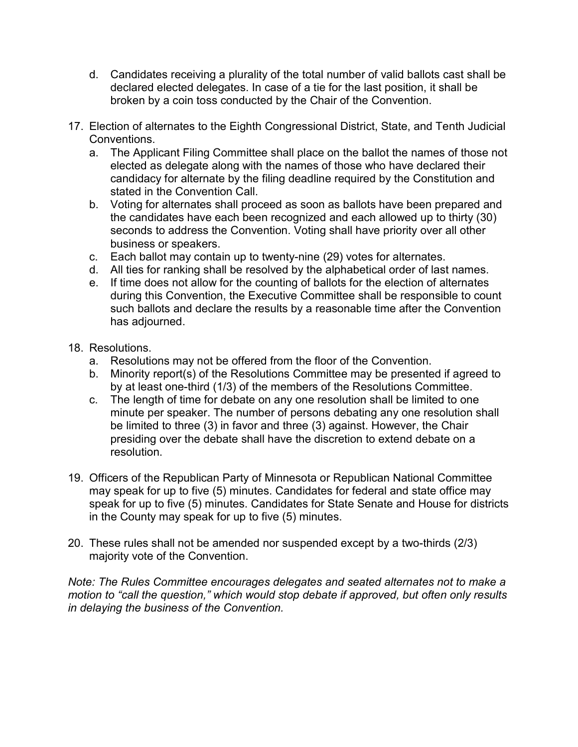d. Candidates receiving a plurality of the total number of valid ballots cast shall be declared elected delegates. In case of a tie for the last position, it shall be broken by a coin toss conducted by the Chair of the Convention.

17. Election of alternates to the Eighth Congressional District, State, and Tenth Judicial Conventions.
    a. The Applicant Filing Committee shall place on the ballot the names of those not elected as delegate along with the names of those who have declared their candidacy for alternate by the filing deadline required by the Constitution and stated in the Convention Call.
    b. Voting for alternates shall proceed as soon as ballots have been prepared and the candidates have each been recognized and each allowed up to thirty (30) seconds to address the Convention. Voting shall have priority over all other business or speakers.
    c. Each ballot may contain up to twenty-nine (29) votes for alternates.
    d. All ties for ranking shall be resolved by the alphabetical order of last names.
    e. If time does not allow for the counting of ballots for the election of alternates during this Convention, the Executive Committee shall be responsible to count such ballots and declare the results by a reasonable time after the Convention has adjourned.

18. Resolutions.
    a. Resolutions may not be offered from the floor of the Convention.
    b. Minority report(s) of the Resolutions Committee may be presented if agreed to by at least one-third (1/3) of the members of the Resolutions Committee.
    c. The length of time for debate on any one resolution shall be limited to one minute per speaker. The number of persons debating any one resolution shall be limited to three (3) in favor and three (3) against. However, the Chair presiding over the debate shall have the discretion to extend debate on a resolution.

19. Officers of the Republican Party of Minnesota or Republican National Committee may speak for up to five (5) minutes. Candidates for federal and state office may speak for up to five (5) minutes. Candidates for State Senate and House for districts in the County may speak for up to five (5) minutes.

20. These rules shall not be amended nor suspended except by a two-thirds (2/3) majority vote of the Convention.

*Note: The Rules Committee encourages delegates and seated alternates not to make a motion to "call the question," which would stop debate if approved, but often only results in delaying the business of the Convention.*